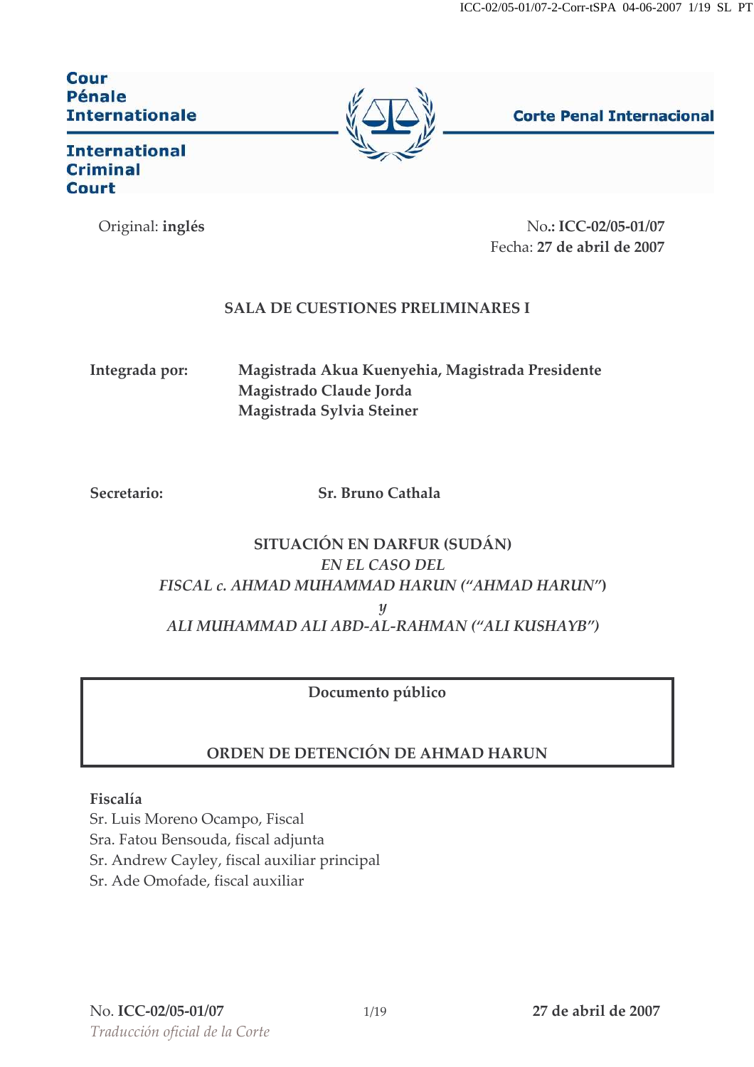Cour Pénale Internationale

International Criminal Court

Corte Penal Internacional

Original: **inglés**

No.: **ICC-02/05-01/07**
Fecha: **27 de abril de 2007**

**SALA DE CUESTIONES PRELIMINARES I**

**Integrada por:** **Magistrada Akua Kuenyehia, Magistrada Presidente**
**Magistrado Claude Jorda**
**Magistrada Sylvia Steiner**

**Secretario:** **Sr. Bruno Cathala**

**SITUACIÓN EN DARFUR (SUDÁN)**
*EN EL CASO DEL*
*FISCAL c. AHMAD MUHAMMAD HARUN ("AHMAD HARUN")*
*y*
*ALI MUHAMMAD ALI ABD-AL-RAHMAN ("ALI KUSHAYB")*

**Documento público**

**ORDEN DE DETENCIÓN DE AHMAD HARUN**

**Fiscalía**
Sr. Luis Moreno Ocampo, Fiscal
Sra. Fatou Bensouda, fiscal adjunta
Sr. Andrew Cayley, fiscal auxiliar principal
Sr. Ade Omofade, fiscal auxiliar

*Traducción oficial de la Corte*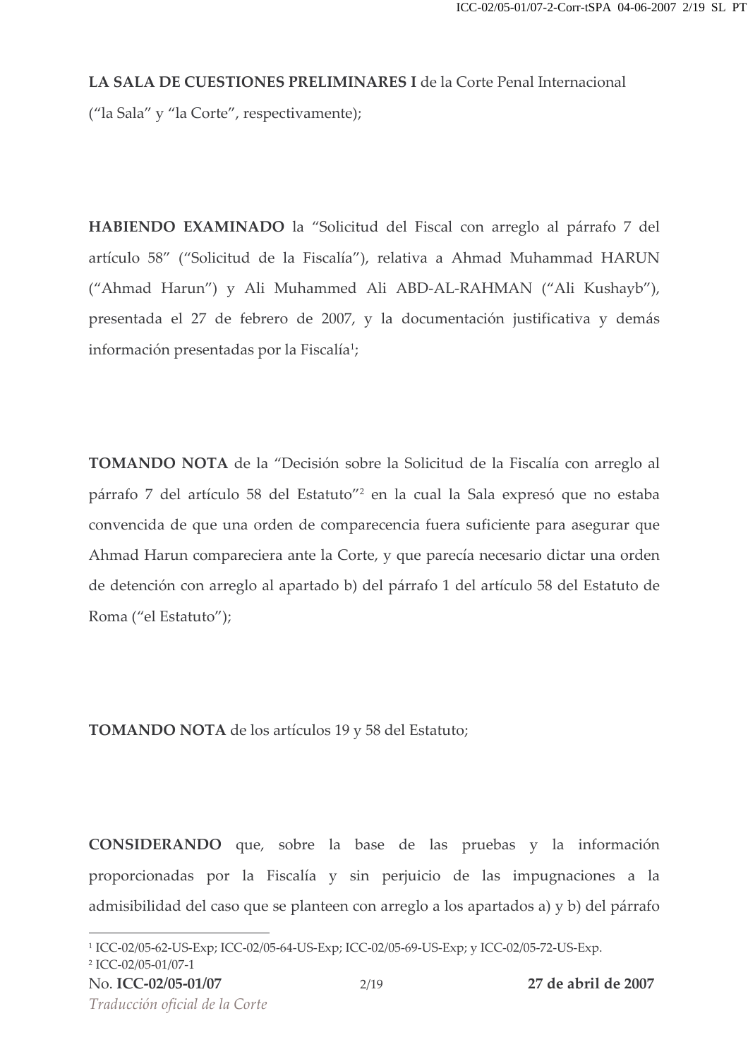**LA SALA DE CUESTIONES PRELIMINARES I** de la Corte Penal Internacional ("la Sala" y "la Corte", respectivamente);

**HABIENDO EXAMINADO** la "Solicitud del Fiscal con arreglo al párrafo 7 del artículo 58" ("Solicitud de la Fiscalía"), relativa a Ahmad Muhammad HARUN ("Ahmad Harun") y Ali Muhammed Ali ABD-AL-RAHMAN ("Ali Kushayb"), presentada el 27 de febrero de 2007, y la documentación justificativa y demás información presentadas por la Fiscalía[1];

**TOMANDO NOTA** de la "Decisión sobre la Solicitud de la Fiscalía con arreglo al párrafo 7 del artículo 58 del Estatuto"[2] en la cual la Sala expresó que no estaba convencida de que una orden de comparecencia fuera suficiente para asegurar que Ahmad Harun compareciera ante la Corte, y que parecía necesario dictar una orden de detención con arreglo al apartado b) del párrafo 1 del artículo 58 del Estatuto de Roma ("el Estatuto");

**TOMANDO NOTA** de los artículos 19 y 58 del Estatuto;

**CONSIDERANDO** que, sobre la base de las pruebas y la información proporcionadas por la Fiscalía y sin perjuicio de las impugnaciones a la admisibilidad del caso que se planteen con arreglo a los apartados a) y b) del párrafo

---

[1] ICC-02/05-62-US-Exp; ICC-02/05-64-US-Exp; ICC-02/05-69-US-Exp; y ICC-02/05-72-US-Exp.

[2] ICC-02/05-01/07-1

No. **ICC-02/05-01/07** **27 de abril de 2007**

*Traducción oficial de la Corte*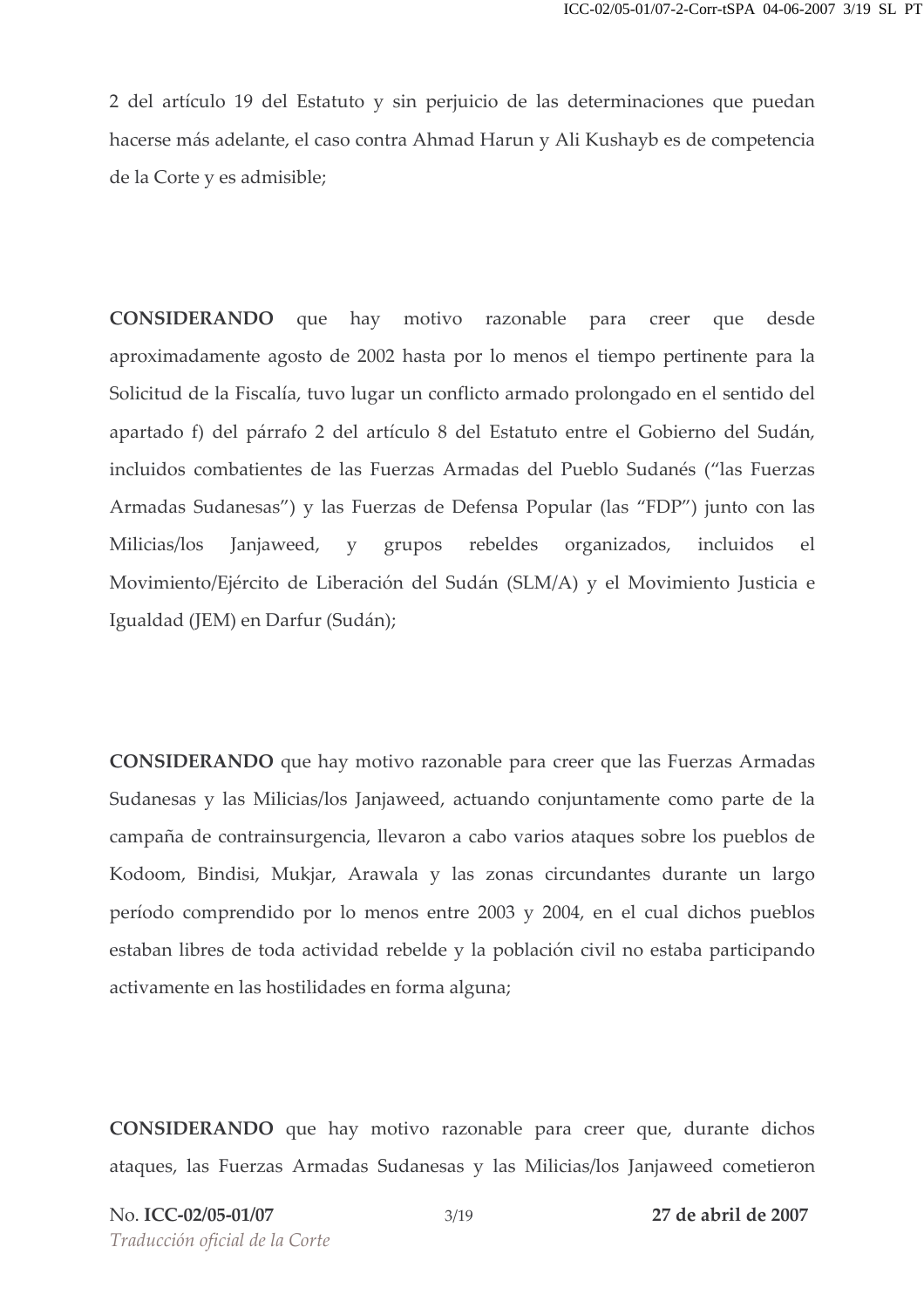2 del artículo 19 del Estatuto y sin perjuicio de las determinaciones que puedan hacerse más adelante, el caso contra Ahmad Harun y Ali Kushayb es de competencia de la Corte y es admisible;

**CONSIDERANDO** que hay motivo razonable para creer que desde aproximadamente agosto de 2002 hasta por lo menos el tiempo pertinente para la Solicitud de la Fiscalía, tuvo lugar un conflicto armado prolongado en el sentido del apartado f) del párrafo 2 del artículo 8 del Estatuto entre el Gobierno del Sudán, incluidos combatientes de las Fuerzas Armadas del Pueblo Sudanés ("las Fuerzas Armadas Sudanesas") y las Fuerzas de Defensa Popular (las "FDP") junto con las Milicias/los Janjaweed, y grupos rebeldes organizados, incluidos el Movimiento/Ejército de Liberación del Sudán (SLM/A) y el Movimiento Justicia e Igualdad (JEM) en Darfur (Sudán);

**CONSIDERANDO** que hay motivo razonable para creer que las Fuerzas Armadas Sudanesas y las Milicias/los Janjaweed, actuando conjuntamente como parte de la campaña de contrainsurgencia, llevaron a cabo varios ataques sobre los pueblos de Kodoom, Bindisi, Mukjar, Arawala y las zonas circundantes durante un largo período comprendido por lo menos entre 2003 y 2004, en el cual dichos pueblos estaban libres de toda actividad rebelde y la población civil no estaba participando activamente en las hostilidades en forma alguna;

**CONSIDERANDO** que hay motivo razonable para creer que, durante dichos ataques, las Fuerzas Armadas Sudanesas y las Milicias/los Janjaweed cometieron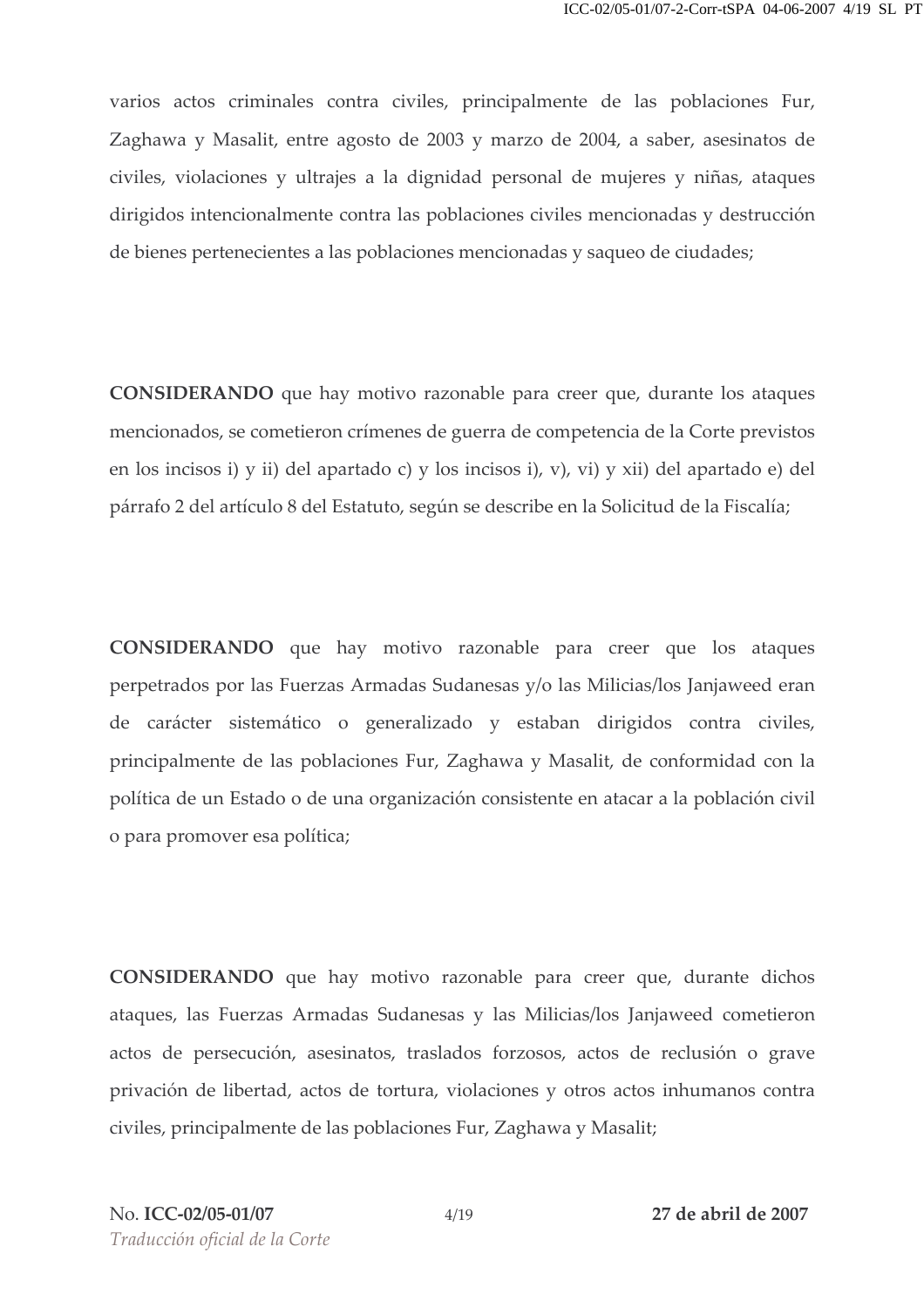varios actos criminales contra civiles, principalmente de las poblaciones Fur, Zaghawa y Masalit, entre agosto de 2003 y marzo de 2004, a saber, asesinatos de civiles, violaciones y ultrajes a la dignidad personal de mujeres y niñas, ataques dirigidos intencionalmente contra las poblaciones civiles mencionadas y destrucción de bienes pertenecientes a las poblaciones mencionadas y saqueo de ciudades;

**CONSIDERANDO** que hay motivo razonable para creer que, durante los ataques mencionados, se cometieron crímenes de guerra de competencia de la Corte previstos en los incisos i) y ii) del apartado c) y los incisos i), v), vi) y xii) del apartado e) del párrafo 2 del artículo 8 del Estatuto, según se describe en la Solicitud de la Fiscalía;

**CONSIDERANDO** que hay motivo razonable para creer que los ataques perpetrados por las Fuerzas Armadas Sudanesas y/o las Milicias/los Janjaweed eran de carácter sistemático o generalizado y estaban dirigidos contra civiles, principalmente de las poblaciones Fur, Zaghawa y Masalit, de conformidad con la política de un Estado o de una organización consistente en atacar a la población civil o para promover esa política;

**CONSIDERANDO** que hay motivo razonable para creer que, durante dichos ataques, las Fuerzas Armadas Sudanesas y las Milicias/los Janjaweed cometieron actos de persecución, asesinatos, traslados forzosos, actos de reclusión o grave privación de libertad, actos de tortura, violaciones y otros actos inhumanos contra civiles, principalmente de las poblaciones Fur, Zaghawa y Masalit;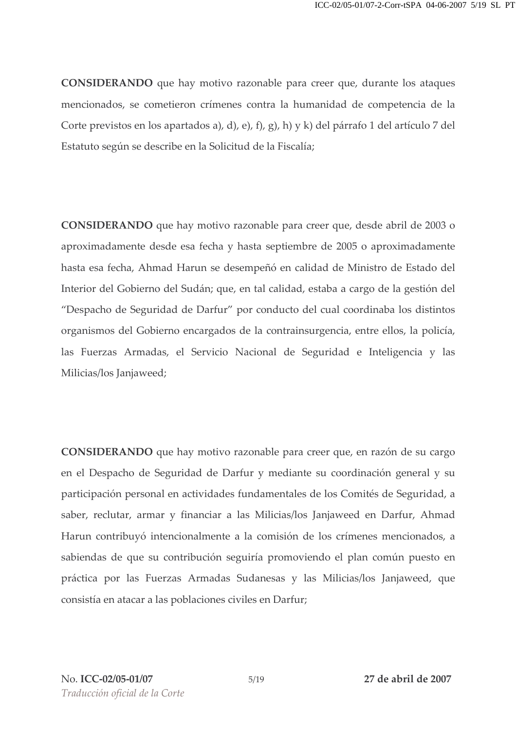**CONSIDERANDO** que hay motivo razonable para creer que, durante los ataques mencionados, se cometieron crímenes contra la humanidad de competencia de la Corte previstos en los apartados a), d), e), f), g), h) y k) del párrafo 1 del artículo 7 del Estatuto según se describe en la Solicitud de la Fiscalía;

**CONSIDERANDO** que hay motivo razonable para creer que, desde abril de 2003 o aproximadamente desde esa fecha y hasta septiembre de 2005 o aproximadamente hasta esa fecha, Ahmad Harun se desempeñó en calidad de Ministro de Estado del Interior del Gobierno del Sudán; que, en tal calidad, estaba a cargo de la gestión del "Despacho de Seguridad de Darfur" por conducto del cual coordinaba los distintos organismos del Gobierno encargados de la contrainsurgencia, entre ellos, la policía, las Fuerzas Armadas, el Servicio Nacional de Seguridad e Inteligencia y las Milicias/los Janjaweed;

**CONSIDERANDO** que hay motivo razonable para creer que, en razón de su cargo en el Despacho de Seguridad de Darfur y mediante su coordinación general y su participación personal en actividades fundamentales de los Comités de Seguridad, a saber, reclutar, armar y financiar a las Milicias/los Janjaweed en Darfur, Ahmad Harun contribuyó intencionalmente a la comisión de los crímenes mencionados, a sabiendas de que su contribución seguiría promoviendo el plan común puesto en práctica por las Fuerzas Armadas Sudanesas y las Milicias/los Janjaweed, que consistía en atacar a las poblaciones civiles en Darfur;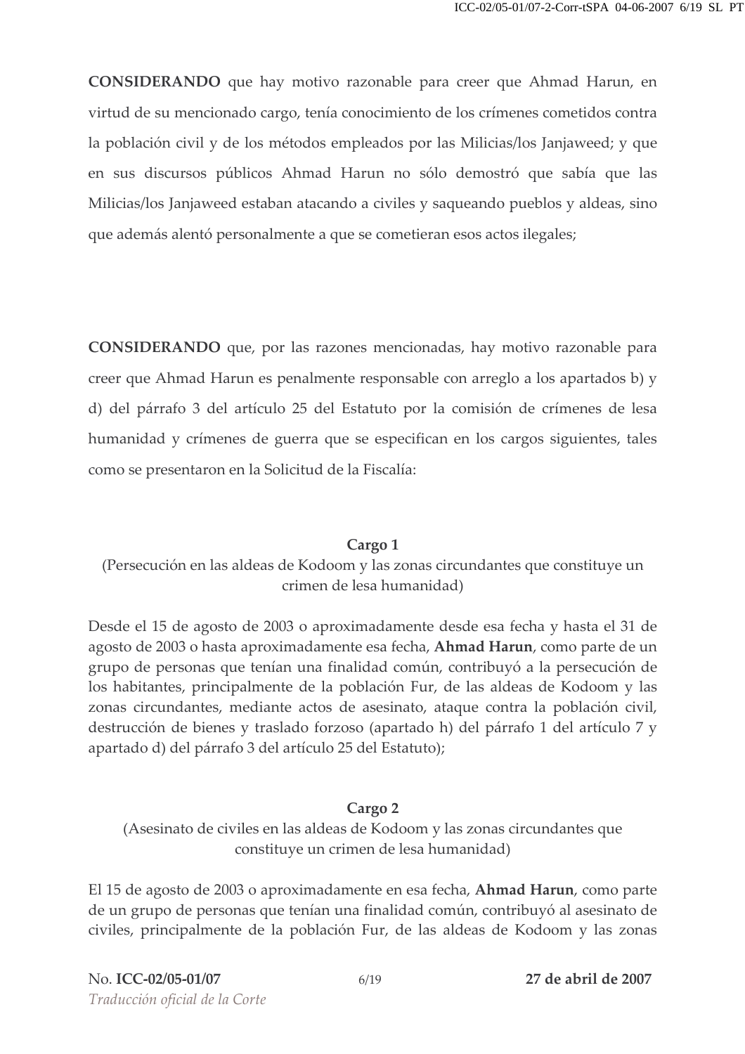**CONSIDERANDO** que hay motivo razonable para creer que Ahmad Harun, en virtud de su mencionado cargo, tenía conocimiento de los crímenes cometidos contra la población civil y de los métodos empleados por las Milicias/los Janjaweed; y que en sus discursos públicos Ahmad Harun no sólo demostró que sabía que las Milicias/los Janjaweed estaban atacando a civiles y saqueando pueblos y aldeas, sino que además alentó personalmente a que se cometieran esos actos ilegales;

**CONSIDERANDO** que, por las razones mencionadas, hay motivo razonable para creer que Ahmad Harun es penalmente responsable con arreglo a los apartados b) y d) del párrafo 3 del artículo 25 del Estatuto por la comisión de crímenes de lesa humanidad y crímenes de guerra que se especifican en los cargos siguientes, tales como se presentaron en la Solicitud de la Fiscalía:

**Cargo 1**

(Persecución en las aldeas de Kodoom y las zonas circundantes que constituye un crimen de lesa humanidad)

Desde el 15 de agosto de 2003 o aproximadamente desde esa fecha y hasta el 31 de agosto de 2003 o hasta aproximadamente esa fecha, **Ahmad Harun**, como parte de un grupo de personas que tenían una finalidad común, contribuyó a la persecución de los habitantes, principalmente de la población Fur, de las aldeas de Kodoom y las zonas circundantes, mediante actos de asesinato, ataque contra la población civil, destrucción de bienes y traslado forzoso (apartado h) del párrafo 1 del artículo 7 y apartado d) del párrafo 3 del artículo 25 del Estatuto);

**Cargo 2**

(Asesinato de civiles en las aldeas de Kodoom y las zonas circundantes que constituye un crimen de lesa humanidad)

El 15 de agosto de 2003 o aproximadamente en esa fecha, **Ahmad Harun**, como parte de un grupo de personas que tenían una finalidad común, contribuyó al asesinato de civiles, principalmente de la población Fur, de las aldeas de Kodoom y las zonas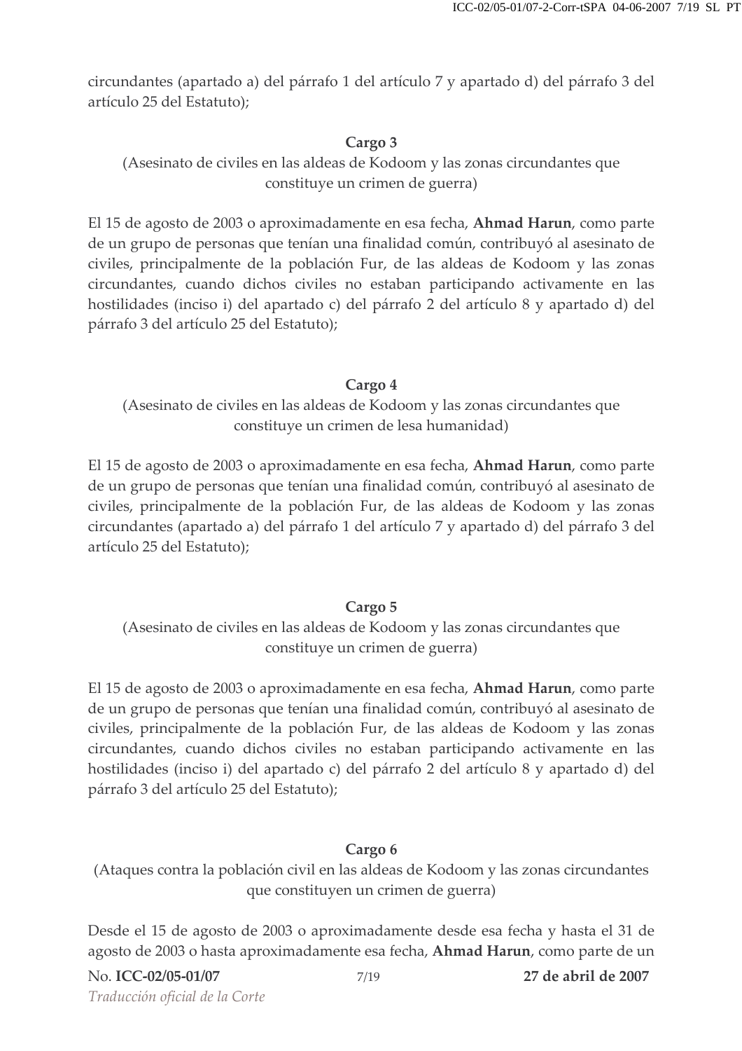circundantes (apartado a) del párrafo 1 del artículo 7 y apartado d) del párrafo 3 del artículo 25 del Estatuto);

**Cargo 3**

(Asesinato de civiles en las aldeas de Kodoom y las zonas circundantes que constituye un crimen de guerra)

El 15 de agosto de 2003 o aproximadamente en esa fecha, **Ahmad Harun**, como parte de un grupo de personas que tenían una finalidad común, contribuyó al asesinato de civiles, principalmente de la población Fur, de las aldeas de Kodoom y las zonas circundantes, cuando dichos civiles no estaban participando activamente en las hostilidades (inciso i) del apartado c) del párrafo 2 del artículo 8 y apartado d) del párrafo 3 del artículo 25 del Estatuto);

**Cargo 4**

(Asesinato de civiles en las aldeas de Kodoom y las zonas circundantes que constituye un crimen de lesa humanidad)

El 15 de agosto de 2003 o aproximadamente en esa fecha, **Ahmad Harun**, como parte de un grupo de personas que tenían una finalidad común, contribuyó al asesinato de civiles, principalmente de la población Fur, de las aldeas de Kodoom y las zonas circundantes (apartado a) del párrafo 1 del artículo 7 y apartado d) del párrafo 3 del artículo 25 del Estatuto);

**Cargo 5**

(Asesinato de civiles en las aldeas de Kodoom y las zonas circundantes que constituye un crimen de guerra)

El 15 de agosto de 2003 o aproximadamente en esa fecha, **Ahmad Harun**, como parte de un grupo de personas que tenían una finalidad común, contribuyó al asesinato de civiles, principalmente de la población Fur, de las aldeas de Kodoom y las zonas circundantes, cuando dichos civiles no estaban participando activamente en las hostilidades (inciso i) del apartado c) del párrafo 2 del artículo 8 y apartado d) del párrafo 3 del artículo 25 del Estatuto);

**Cargo 6**

(Ataques contra la población civil en las aldeas de Kodoom y las zonas circundantes que constituyen un crimen de guerra)

Desde el 15 de agosto de 2003 o aproximadamente desde esa fecha y hasta el 31 de agosto de 2003 o hasta aproximadamente esa fecha, **Ahmad Harun**, como parte de un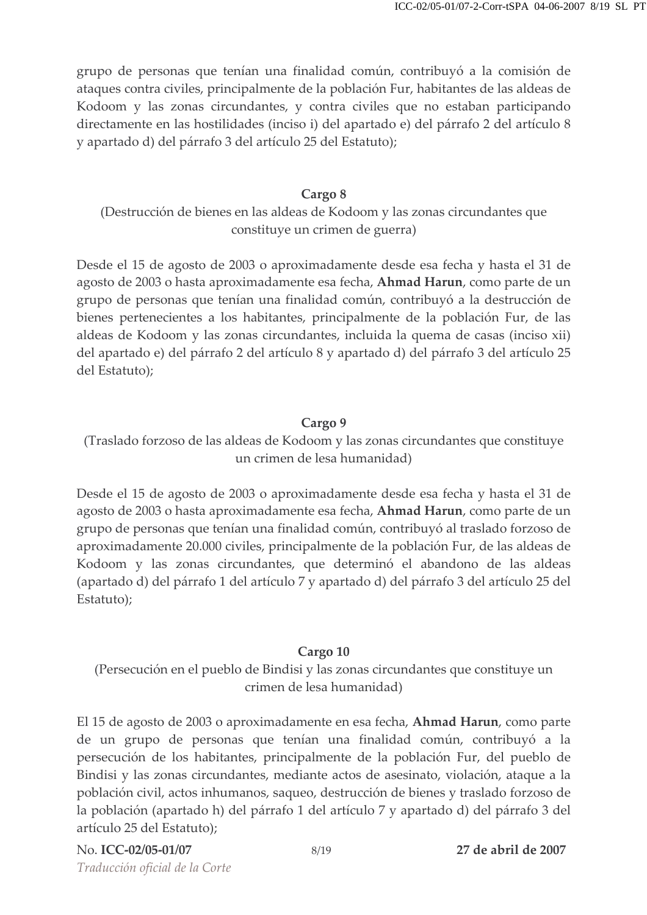grupo de personas que tenían una finalidad común, contribuyó a la comisión de ataques contra civiles, principalmente de la población Fur, habitantes de las aldeas de Kodoom y las zonas circundantes, y contra civiles que no estaban participando directamente en las hostilidades (inciso i) del apartado e) del párrafo 2 del artículo 8 y apartado d) del párrafo 3 del artículo 25 del Estatuto);

**Cargo 8**

(Destrucción de bienes en las aldeas de Kodoom y las zonas circundantes que constituye un crimen de guerra)

Desde el 15 de agosto de 2003 o aproximadamente desde esa fecha y hasta el 31 de agosto de 2003 o hasta aproximadamente esa fecha, **Ahmad Harun**, como parte de un grupo de personas que tenían una finalidad común, contribuyó a la destrucción de bienes pertenecientes a los habitantes, principalmente de la población Fur, de las aldeas de Kodoom y las zonas circundantes, incluida la quema de casas (inciso xii) del apartado e) del párrafo 2 del artículo 8 y apartado d) del párrafo 3 del artículo 25 del Estatuto);

**Cargo 9**

(Traslado forzoso de las aldeas de Kodoom y las zonas circundantes que constituye un crimen de lesa humanidad)

Desde el 15 de agosto de 2003 o aproximadamente desde esa fecha y hasta el 31 de agosto de 2003 o hasta aproximadamente esa fecha, **Ahmad Harun**, como parte de un grupo de personas que tenían una finalidad común, contribuyó al traslado forzoso de aproximadamente 20.000 civiles, principalmente de la población Fur, de las aldeas de Kodoom y las zonas circundantes, que determinó el abandono de las aldeas (apartado d) del párrafo 1 del artículo 7 y apartado d) del párrafo 3 del artículo 25 del Estatuto);

**Cargo 10**

(Persecución en el pueblo de Bindisi y las zonas circundantes que constituye un crimen de lesa humanidad)

El 15 de agosto de 2003 o aproximadamente en esa fecha, **Ahmad Harun**, como parte de un grupo de personas que tenían una finalidad común, contribuyó a la persecución de los habitantes, principalmente de la población Fur, del pueblo de Bindisi y las zonas circundantes, mediante actos de asesinato, violación, ataque a la población civil, actos inhumanos, saqueo, destrucción de bienes y traslado forzoso de la población (apartado h) del párrafo 1 del artículo 7 y apartado d) del párrafo 3 del artículo 25 del Estatuto);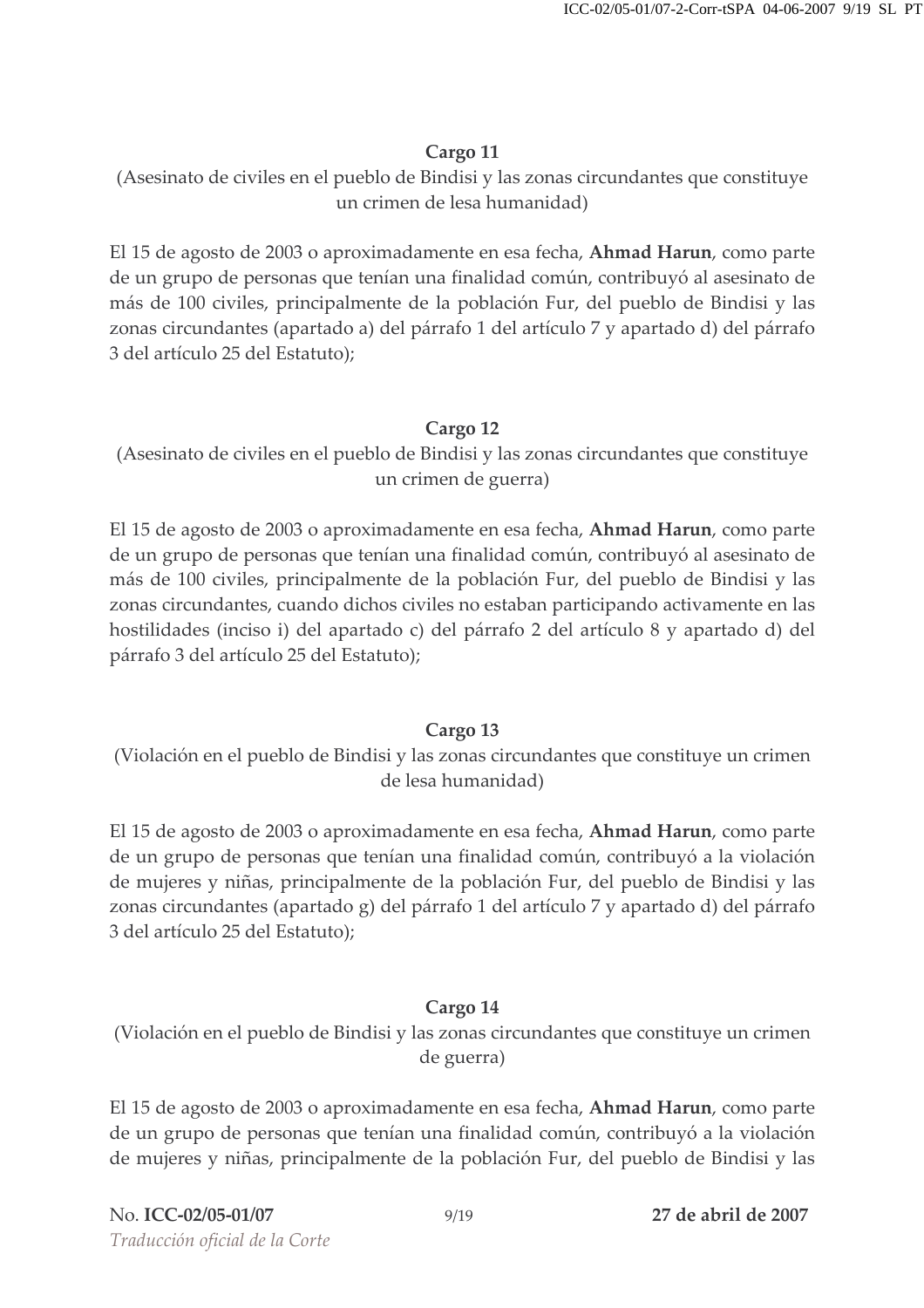**Cargo 11**

(Asesinato de civiles en el pueblo de Bindisi y las zonas circundantes que constituye un crimen de lesa humanidad)

El 15 de agosto de 2003 o aproximadamente en esa fecha, **Ahmad Harun**, como parte de un grupo de personas que tenían una finalidad común, contribuyó al asesinato de más de 100 civiles, principalmente de la población Fur, del pueblo de Bindisi y las zonas circundantes (apartado a) del párrafo 1 del artículo 7 y apartado d) del párrafo 3 del artículo 25 del Estatuto);

**Cargo 12**

(Asesinato de civiles en el pueblo de Bindisi y las zonas circundantes que constituye un crimen de guerra)

El 15 de agosto de 2003 o aproximadamente en esa fecha, **Ahmad Harun**, como parte de un grupo de personas que tenían una finalidad común, contribuyó al asesinato de más de 100 civiles, principalmente de la población Fur, del pueblo de Bindisi y las zonas circundantes, cuando dichos civiles no estaban participando activamente en las hostilidades (inciso i) del apartado c) del párrafo 2 del artículo 8 y apartado d) del párrafo 3 del artículo 25 del Estatuto);

**Cargo 13**

(Violación en el pueblo de Bindisi y las zonas circundantes que constituye un crimen de lesa humanidad)

El 15 de agosto de 2003 o aproximadamente en esa fecha, **Ahmad Harun**, como parte de un grupo de personas que tenían una finalidad común, contribuyó a la violación de mujeres y niñas, principalmente de la población Fur, del pueblo de Bindisi y las zonas circundantes (apartado g) del párrafo 1 del artículo 7 y apartado d) del párrafo 3 del artículo 25 del Estatuto);

**Cargo 14**

(Violación en el pueblo de Bindisi y las zonas circundantes que constituye un crimen de guerra)

El 15 de agosto de 2003 o aproximadamente en esa fecha, **Ahmad Harun**, como parte de un grupo de personas que tenían una finalidad común, contribuyó a la violación de mujeres y niñas, principalmente de la población Fur, del pueblo de Bindisi y las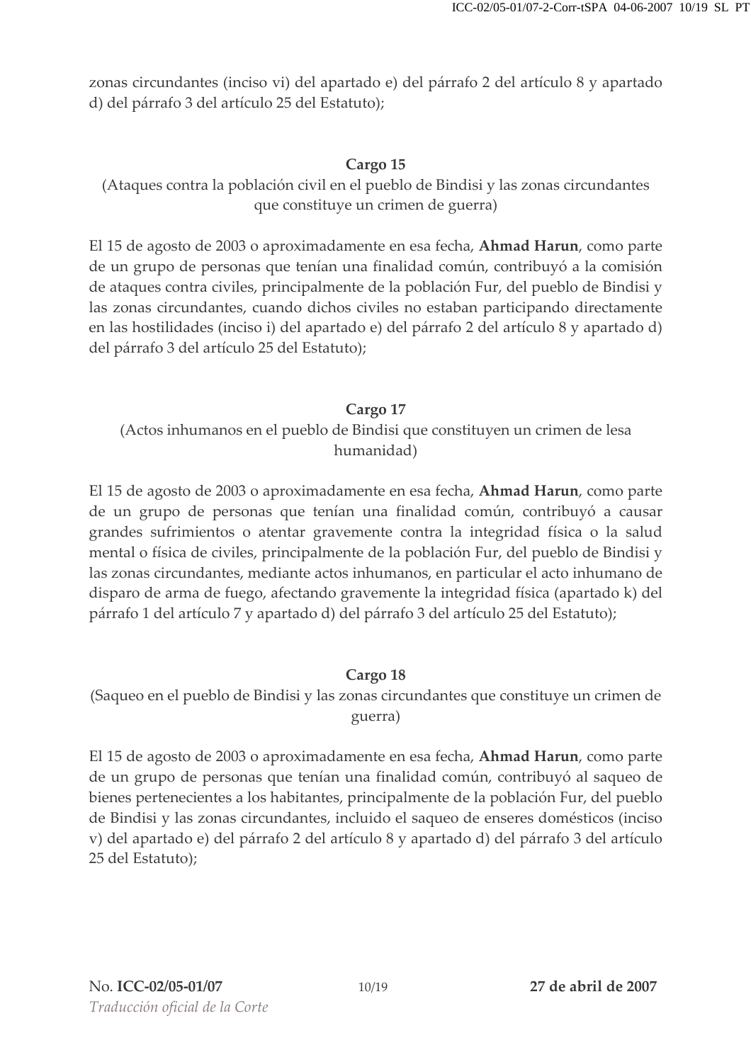zonas circundantes (inciso vi) del apartado e) del párrafo 2 del artículo 8 y apartado d) del párrafo 3 del artículo 25 del Estatuto);

### Cargo 15

(Ataques contra la población civil en el pueblo de Bindisi y las zonas circundantes que constituye un crimen de guerra)

El 15 de agosto de 2003 o aproximadamente en esa fecha, **Ahmad Harun**, como parte de un grupo de personas que tenían una finalidad común, contribuyó a la comisión de ataques contra civiles, principalmente de la población Fur, del pueblo de Bindisi y las zonas circundantes, cuando dichos civiles no estaban participando directamente en las hostilidades (inciso i) del apartado e) del párrafo 2 del artículo 8 y apartado d) del párrafo 3 del artículo 25 del Estatuto);

### Cargo 17

(Actos inhumanos en el pueblo de Bindisi que constituyen un crimen de lesa humanidad)

El 15 de agosto de 2003 o aproximadamente en esa fecha, **Ahmad Harun**, como parte de un grupo de personas que tenían una finalidad común, contribuyó a causar grandes sufrimientos o atentar gravemente contra la integridad física o la salud mental o física de civiles, principalmente de la población Fur, del pueblo de Bindisi y las zonas circundantes, mediante actos inhumanos, en particular el acto inhumano de disparo de arma de fuego, afectando gravemente la integridad física (apartado k) del párrafo 1 del artículo 7 y apartado d) del párrafo 3 del artículo 25 del Estatuto);

### Cargo 18

(Saqueo en el pueblo de Bindisi y las zonas circundantes que constituye un crimen de guerra)

El 15 de agosto de 2003 o aproximadamente en esa fecha, **Ahmad Harun**, como parte de un grupo de personas que tenían una finalidad común, contribuyó al saqueo de bienes pertenecientes a los habitantes, principalmente de la población Fur, del pueblo de Bindisi y las zonas circundantes, incluido el saqueo de enseres domésticos (inciso v) del apartado e) del párrafo 2 del artículo 8 y apartado d) del párrafo 3 del artículo 25 del Estatuto);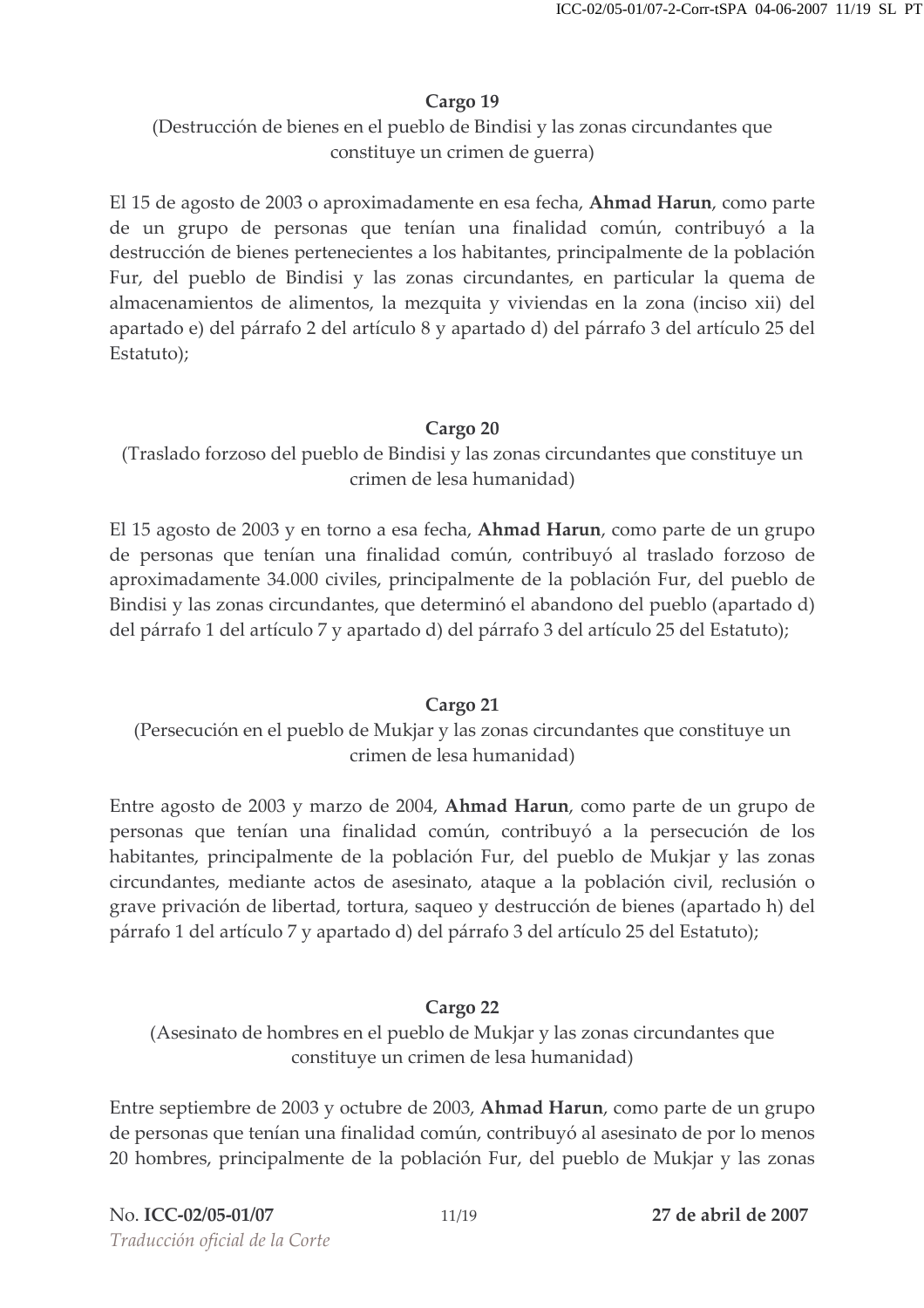**Cargo 19**

(Destrucción de bienes en el pueblo de Bindisi y las zonas circundantes que constituye un crimen de guerra)

El 15 de agosto de 2003 o aproximadamente en esa fecha, **Ahmad Harun**, como parte de un grupo de personas que tenían una finalidad común, contribuyó a la destrucción de bienes pertenecientes a los habitantes, principalmente de la población Fur, del pueblo de Bindisi y las zonas circundantes, en particular la quema de almacenamientos de alimentos, la mezquita y viviendas en la zona (inciso xii) del apartado e) del párrafo 2 del artículo 8 y apartado d) del párrafo 3 del artículo 25 del Estatuto);

**Cargo 20**

(Traslado forzoso del pueblo de Bindisi y las zonas circundantes que constituye un crimen de lesa humanidad)

El 15 agosto de 2003 y en torno a esa fecha, **Ahmad Harun**, como parte de un grupo de personas que tenían una finalidad común, contribuyó al traslado forzoso de aproximadamente 34.000 civiles, principalmente de la población Fur, del pueblo de Bindisi y las zonas circundantes, que determinó el abandono del pueblo (apartado d) del párrafo 1 del artículo 7 y apartado d) del párrafo 3 del artículo 25 del Estatuto);

**Cargo 21**

(Persecución en el pueblo de Mukjar y las zonas circundantes que constituye un crimen de lesa humanidad)

Entre agosto de 2003 y marzo de 2004, **Ahmad Harun**, como parte de un grupo de personas que tenían una finalidad común, contribuyó a la persecución de los habitantes, principalmente de la población Fur, del pueblo de Mukjar y las zonas circundantes, mediante actos de asesinato, ataque a la población civil, reclusión o grave privación de libertad, tortura, saqueo y destrucción de bienes (apartado h) del párrafo 1 del artículo 7 y apartado d) del párrafo 3 del artículo 25 del Estatuto);

**Cargo 22**

(Asesinato de hombres en el pueblo de Mukjar y las zonas circundantes que constituye un crimen de lesa humanidad)

Entre septiembre de 2003 y octubre de 2003, **Ahmad Harun**, como parte de un grupo de personas que tenían una finalidad común, contribuyó al asesinato de por lo menos 20 hombres, principalmente de la población Fur, del pueblo de Mukjar y las zonas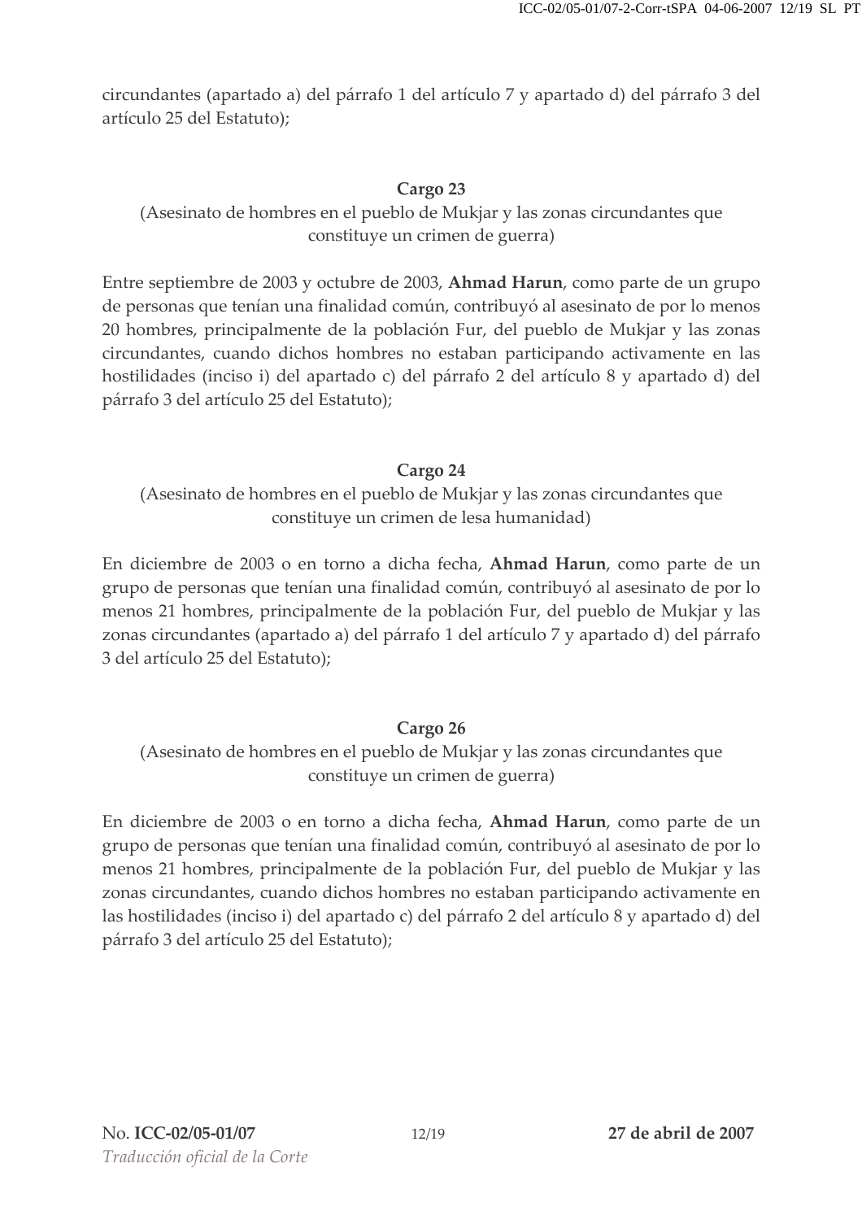circundantes (apartado a) del párrafo 1 del artículo 7 y apartado d) del párrafo 3 del artículo 25 del Estatuto);

**Cargo 23**

(Asesinato de hombres en el pueblo de Mukjar y las zonas circundantes que constituye un crimen de guerra)

Entre septiembre de 2003 y octubre de 2003, **Ahmad Harun**, como parte de un grupo de personas que tenían una finalidad común, contribuyó al asesinato de por lo menos 20 hombres, principalmente de la población Fur, del pueblo de Mukjar y las zonas circundantes, cuando dichos hombres no estaban participando activamente en las hostilidades (inciso i) del apartado c) del párrafo 2 del artículo 8 y apartado d) del párrafo 3 del artículo 25 del Estatuto);

**Cargo 24**

(Asesinato de hombres en el pueblo de Mukjar y las zonas circundantes que constituye un crimen de lesa humanidad)

En diciembre de 2003 o en torno a dicha fecha, **Ahmad Harun**, como parte de un grupo de personas que tenían una finalidad común, contribuyó al asesinato de por lo menos 21 hombres, principalmente de la población Fur, del pueblo de Mukjar y las zonas circundantes (apartado a) del párrafo 1 del artículo 7 y apartado d) del párrafo 3 del artículo 25 del Estatuto);

**Cargo 26**

(Asesinato de hombres en el pueblo de Mukjar y las zonas circundantes que constituye un crimen de guerra)

En diciembre de 2003 o en torno a dicha fecha, **Ahmad Harun**, como parte de un grupo de personas que tenían una finalidad común, contribuyó al asesinato de por lo menos 21 hombres, principalmente de la población Fur, del pueblo de Mukjar y las zonas circundantes, cuando dichos hombres no estaban participando activamente en las hostilidades (inciso i) del apartado c) del párrafo 2 del artículo 8 y apartado d) del párrafo 3 del artículo 25 del Estatuto);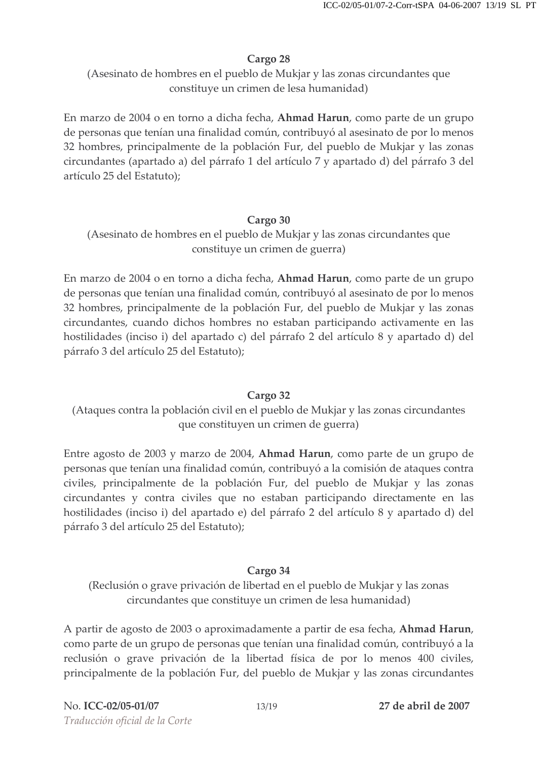**Cargo 28**

(Asesinato de hombres en el pueblo de Mukjar y las zonas circundantes que constituye un crimen de lesa humanidad)

En marzo de 2004 o en torno a dicha fecha, **Ahmad Harun**, como parte de un grupo de personas que tenían una finalidad común, contribuyó al asesinato de por lo menos 32 hombres, principalmente de la población Fur, del pueblo de Mukjar y las zonas circundantes (apartado a) del párrafo 1 del artículo 7 y apartado d) del párrafo 3 del artículo 25 del Estatuto);

**Cargo 30**

(Asesinato de hombres en el pueblo de Mukjar y las zonas circundantes que constituye un crimen de guerra)

En marzo de 2004 o en torno a dicha fecha, **Ahmad Harun**, como parte de un grupo de personas que tenían una finalidad común, contribuyó al asesinato de por lo menos 32 hombres, principalmente de la población Fur, del pueblo de Mukjar y las zonas circundantes, cuando dichos hombres no estaban participando activamente en las hostilidades (inciso i) del apartado c) del párrafo 2 del artículo 8 y apartado d) del párrafo 3 del artículo 25 del Estatuto);

**Cargo 32**

(Ataques contra la población civil en el pueblo de Mukjar y las zonas circundantes que constituyen un crimen de guerra)

Entre agosto de 2003 y marzo de 2004, **Ahmad Harun**, como parte de un grupo de personas que tenían una finalidad común, contribuyó a la comisión de ataques contra civiles, principalmente de la población Fur, del pueblo de Mukjar y las zonas circundantes y contra civiles que no estaban participando directamente en las hostilidades (inciso i) del apartado e) del párrafo 2 del artículo 8 y apartado d) del párrafo 3 del artículo 25 del Estatuto);

**Cargo 34**

(Reclusión o grave privación de libertad en el pueblo de Mukjar y las zonas circundantes que constituye un crimen de lesa humanidad)

A partir de agosto de 2003 o aproximadamente a partir de esa fecha, **Ahmad Harun**, como parte de un grupo de personas que tenían una finalidad común, contribuyó a la reclusión o grave privación de la libertad física de por lo menos 400 civiles, principalmente de la población Fur, del pueblo de Mukjar y las zonas circundantes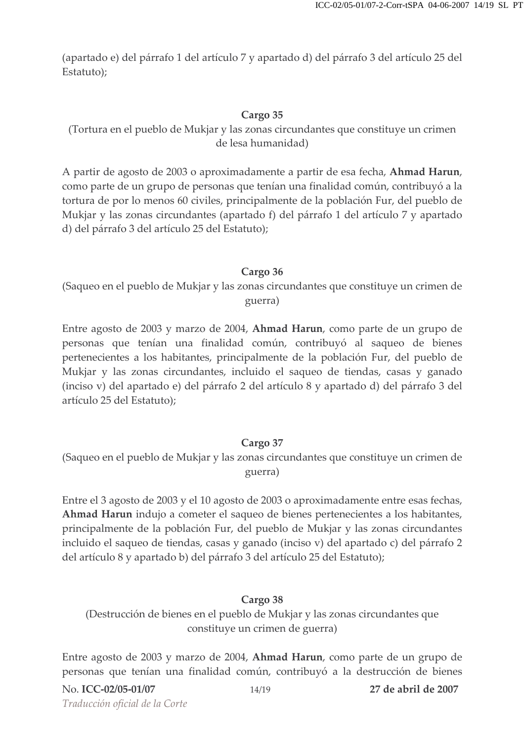(apartado e) del párrafo 1 del artículo 7 y apartado d) del párrafo 3 del artículo 25 del Estatuto);

**Cargo 35**

(Tortura en el pueblo de Mukjar y las zonas circundantes que constituye un crimen de lesa humanidad)

A partir de agosto de 2003 o aproximadamente a partir de esa fecha, **Ahmad Harun**, como parte de un grupo de personas que tenían una finalidad común, contribuyó a la tortura de por lo menos 60 civiles, principalmente de la población Fur, del pueblo de Mukjar y las zonas circundantes (apartado f) del párrafo 1 del artículo 7 y apartado d) del párrafo 3 del artículo 25 del Estatuto);

**Cargo 36**

(Saqueo en el pueblo de Mukjar y las zonas circundantes que constituye un crimen de guerra)

Entre agosto de 2003 y marzo de 2004, **Ahmad Harun**, como parte de un grupo de personas que tenían una finalidad común, contribuyó al saqueo de bienes pertenecientes a los habitantes, principalmente de la población Fur, del pueblo de Mukjar y las zonas circundantes, incluido el saqueo de tiendas, casas y ganado (inciso v) del apartado e) del párrafo 2 del artículo 8 y apartado d) del párrafo 3 del artículo 25 del Estatuto);

**Cargo 37**

(Saqueo en el pueblo de Mukjar y las zonas circundantes que constituye un crimen de guerra)

Entre el 3 agosto de 2003 y el 10 agosto de 2003 o aproximadamente entre esas fechas, **Ahmad Harun** indujo a cometer el saqueo de bienes pertenecientes a los habitantes, principalmente de la población Fur, del pueblo de Mukjar y las zonas circundantes incluido el saqueo de tiendas, casas y ganado (inciso v) del apartado c) del párrafo 2 del artículo 8 y apartado b) del párrafo 3 del artículo 25 del Estatuto);

**Cargo 38**

(Destrucción de bienes en el pueblo de Mukjar y las zonas circundantes que constituye un crimen de guerra)

Entre agosto de 2003 y marzo de 2004, **Ahmad Harun**, como parte de un grupo de personas que tenían una finalidad común, contribuyó a la destrucción de bienes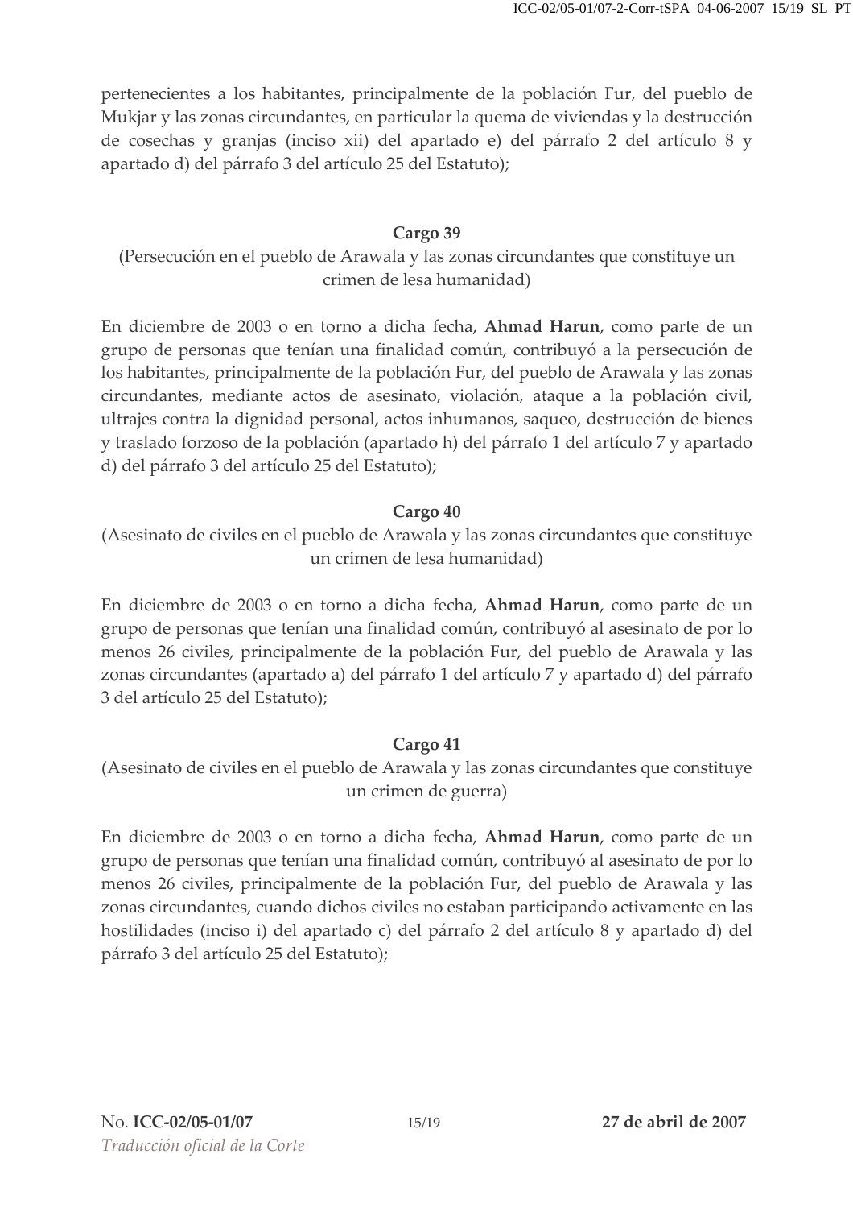pertenecientes a los habitantes, principalmente de la población Fur, del pueblo de Mukjar y las zonas circundantes, en particular la quema de viviendas y la destrucción de cosechas y granjas (inciso xii) del apartado e) del párrafo 2 del artículo 8 y apartado d) del párrafo 3 del artículo 25 del Estatuto);

**Cargo 39**

(Persecución en el pueblo de Arawala y las zonas circundantes que constituye un crimen de lesa humanidad)

En diciembre de 2003 o en torno a dicha fecha, **Ahmad Harun**, como parte de un grupo de personas que tenían una finalidad común, contribuyó a la persecución de los habitantes, principalmente de la población Fur, del pueblo de Arawala y las zonas circundantes, mediante actos de asesinato, violación, ataque a la población civil, ultrajes contra la dignidad personal, actos inhumanos, saqueo, destrucción de bienes y traslado forzoso de la población (apartado h) del párrafo 1 del artículo 7 y apartado d) del párrafo 3 del artículo 25 del Estatuto);

**Cargo 40**

(Asesinato de civiles en el pueblo de Arawala y las zonas circundantes que constituye un crimen de lesa humanidad)

En diciembre de 2003 o en torno a dicha fecha, **Ahmad Harun**, como parte de un grupo de personas que tenían una finalidad común, contribuyó al asesinato de por lo menos 26 civiles, principalmente de la población Fur, del pueblo de Arawala y las zonas circundantes (apartado a) del párrafo 1 del artículo 7 y apartado d) del párrafo 3 del artículo 25 del Estatuto);

**Cargo 41**

(Asesinato de civiles en el pueblo de Arawala y las zonas circundantes que constituye un crimen de guerra)

En diciembre de 2003 o en torno a dicha fecha, **Ahmad Harun**, como parte de un grupo de personas que tenían una finalidad común, contribuyó al asesinato de por lo menos 26 civiles, principalmente de la población Fur, del pueblo de Arawala y las zonas circundantes, cuando dichos civiles no estaban participando activamente en las hostilidades (inciso i) del apartado c) del párrafo 2 del artículo 8 y apartado d) del párrafo 3 del artículo 25 del Estatuto);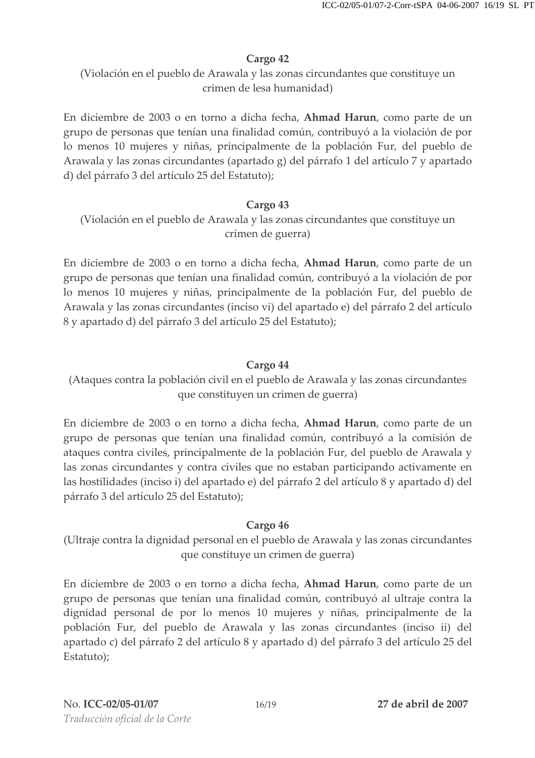**Cargo 42**

(Violación en el pueblo de Arawala y las zonas circundantes que constituye un crimen de lesa humanidad)

En diciembre de 2003 o en torno a dicha fecha, **Ahmad Harun**, como parte de un grupo de personas que tenían una finalidad común, contribuyó a la violación de por lo menos 10 mujeres y niñas, principalmente de la población Fur, del pueblo de Arawala y las zonas circundantes (apartado g) del párrafo 1 del artículo 7 y apartado d) del párrafo 3 del artículo 25 del Estatuto);

**Cargo 43**

(Violación en el pueblo de Arawala y las zonas circundantes que constituye un crimen de guerra)

En diciembre de 2003 o en torno a dicha fecha, **Ahmad Harun**, como parte de un grupo de personas que tenían una finalidad común, contribuyó a la violación de por lo menos 10 mujeres y niñas, principalmente de la población Fur, del pueblo de Arawala y las zonas circundantes (inciso vi) del apartado e) del párrafo 2 del artículo 8 y apartado d) del párrafo 3 del artículo 25 del Estatuto);

**Cargo 44**

(Ataques contra la población civil en el pueblo de Arawala y las zonas circundantes que constituyen un crimen de guerra)

En diciembre de 2003 o en torno a dicha fecha, **Ahmad Harun**, como parte de un grupo de personas que tenían una finalidad común, contribuyó a la comisión de ataques contra civiles, principalmente de la población Fur, del pueblo de Arawala y las zonas circundantes y contra civiles que no estaban participando activamente en las hostilidades (inciso i) del apartado e) del párrafo 2 del artículo 8 y apartado d) del párrafo 3 del artículo 25 del Estatuto);

**Cargo 46**

(Ultraje contra la dignidad personal en el pueblo de Arawala y las zonas circundantes que constituye un crimen de guerra)

En diciembre de 2003 o en torno a dicha fecha, **Ahmad Harun**, como parte de un grupo de personas que tenían una finalidad común, contribuyó al ultraje contra la dignidad personal de por lo menos 10 mujeres y niñas, principalmente de la población Fur, del pueblo de Arawala y las zonas circundantes (inciso ii) del apartado c) del párrafo 2 del artículo 8 y apartado d) del párrafo 3 del artículo 25 del Estatuto);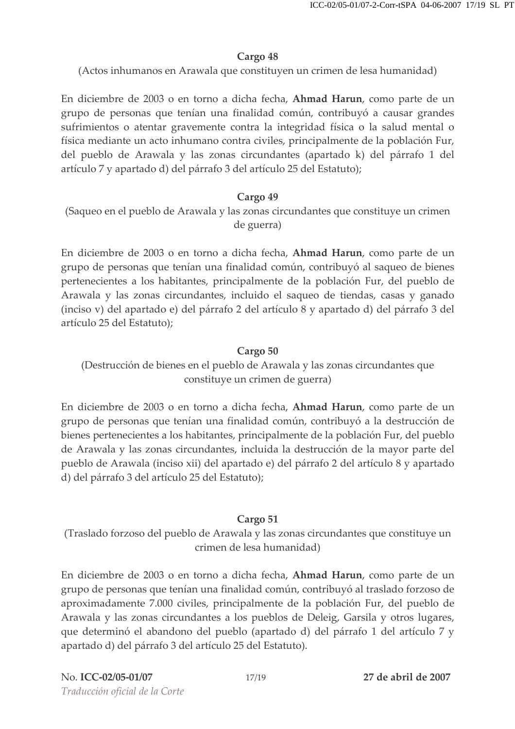**Cargo 48**

(Actos inhumanos en Arawala que constituyen un crimen de lesa humanidad)

En diciembre de 2003 o en torno a dicha fecha, **Ahmad Harun**, como parte de un grupo de personas que tenían una finalidad común, contribuyó a causar grandes sufrimientos o atentar gravemente contra la integridad física o la salud mental o física mediante un acto inhumano contra civiles, principalmente de la población Fur, del pueblo de Arawala y las zonas circundantes (apartado k) del párrafo 1 del artículo 7 y apartado d) del párrafo 3 del artículo 25 del Estatuto);

**Cargo 49**

(Saqueo en el pueblo de Arawala y las zonas circundantes que constituye un crimen de guerra)

En diciembre de 2003 o en torno a dicha fecha, **Ahmad Harun**, como parte de un grupo de personas que tenían una finalidad común, contribuyó al saqueo de bienes pertenecientes a los habitantes, principalmente de la población Fur, del pueblo de Arawala y las zonas circundantes, incluido el saqueo de tiendas, casas y ganado (inciso v) del apartado e) del párrafo 2 del artículo 8 y apartado d) del párrafo 3 del artículo 25 del Estatuto);

**Cargo 50**

(Destrucción de bienes en el pueblo de Arawala y las zonas circundantes que constituye un crimen de guerra)

En diciembre de 2003 o en torno a dicha fecha, **Ahmad Harun**, como parte de un grupo de personas que tenían una finalidad común, contribuyó a la destrucción de bienes pertenecientes a los habitantes, principalmente de la población Fur, del pueblo de Arawala y las zonas circundantes, incluida la destrucción de la mayor parte del pueblo de Arawala (inciso xii) del apartado e) del párrafo 2 del artículo 8 y apartado d) del párrafo 3 del artículo 25 del Estatuto);

**Cargo 51**

(Traslado forzoso del pueblo de Arawala y las zonas circundantes que constituye un crimen de lesa humanidad)

En diciembre de 2003 o en torno a dicha fecha, **Ahmad Harun**, como parte de un grupo de personas que tenían una finalidad común, contribuyó al traslado forzoso de aproximadamente 7.000 civiles, principalmente de la población Fur, del pueblo de Arawala y las zonas circundantes a los pueblos de Deleig, Garsila y otros lugares, que determinó el abandono del pueblo (apartado d) del párrafo 1 del artículo 7 y apartado d) del párrafo 3 del artículo 25 del Estatuto).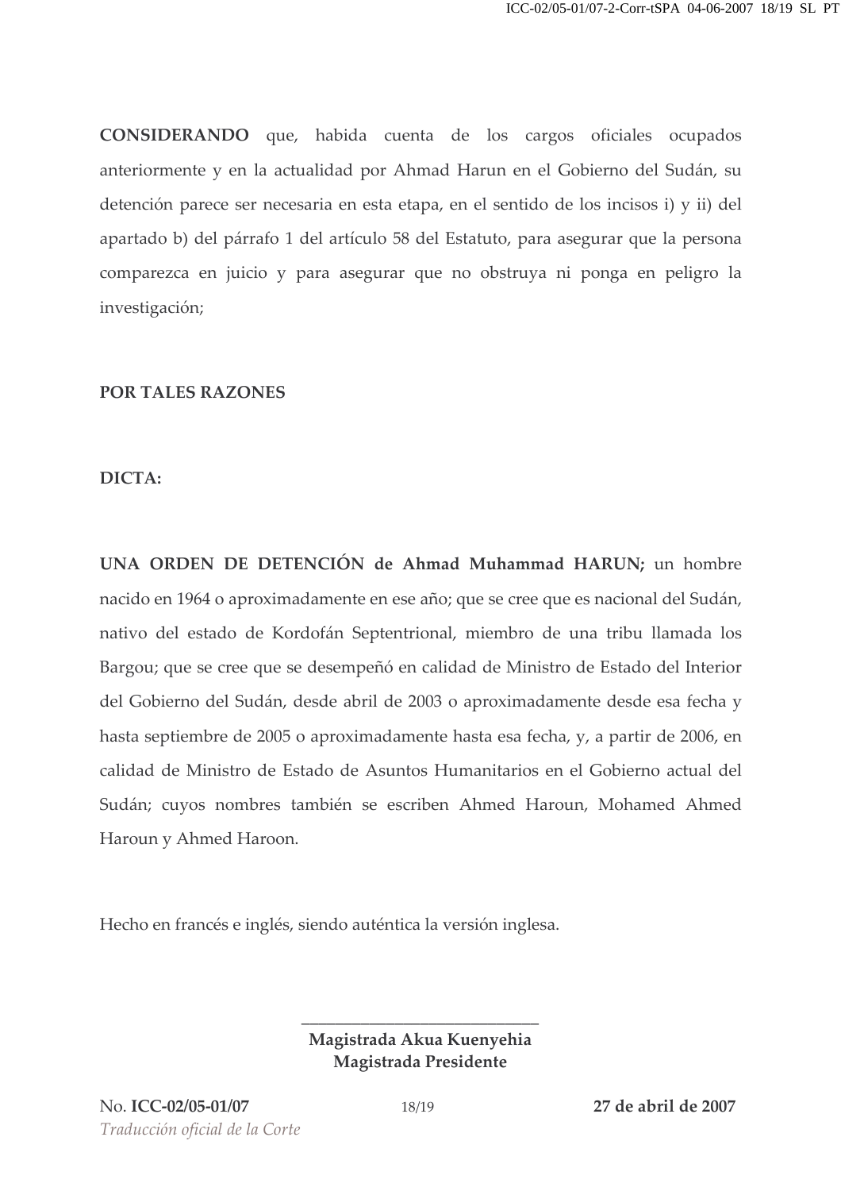**CONSIDERANDO** que, habida cuenta de los cargos oficiales ocupados anteriormente y en la actualidad por Ahmad Harun en el Gobierno del Sudán, su detención parece ser necesaria en esta etapa, en el sentido de los incisos i) y ii) del apartado b) del párrafo 1 del artículo 58 del Estatuto, para asegurar que la persona comparezca en juicio y para asegurar que no obstruya ni ponga en peligro la investigación;

**POR TALES RAZONES**

**DICTA:**

**UNA ORDEN DE DETENCIÓN de Ahmad Muhammad HARUN;** un hombre nacido en 1964 o aproximadamente en ese año; que se cree que es nacional del Sudán, nativo del estado de Kordofán Septentrional, miembro de una tribu llamada los Bargou; que se cree que se desempeñó en calidad de Ministro de Estado del Interior del Gobierno del Sudán, desde abril de 2003 o aproximadamente desde esa fecha y hasta septiembre de 2005 o aproximadamente hasta esa fecha, y, a partir de 2006, en calidad de Ministro de Estado de Asuntos Humanitarios en el Gobierno actual del Sudán; cuyos nombres también se escriben Ahmed Haroun, Mohamed Ahmed Haroun y Ahmed Haroon.

Hecho en francés e inglés, siendo auténtica la versión inglesa.

\_\_\_\_\_\_\_\_\_\_\_\_\_\_\_\_\_\_\_\_\_\_\_\_\_\_\_\_

**Magistrada Akua Kuenyehia**
**Magistrada Presidente**

No. **ICC-02/05-01/07** **27 de abril de 2007**

*Traducción oficial de la Corte*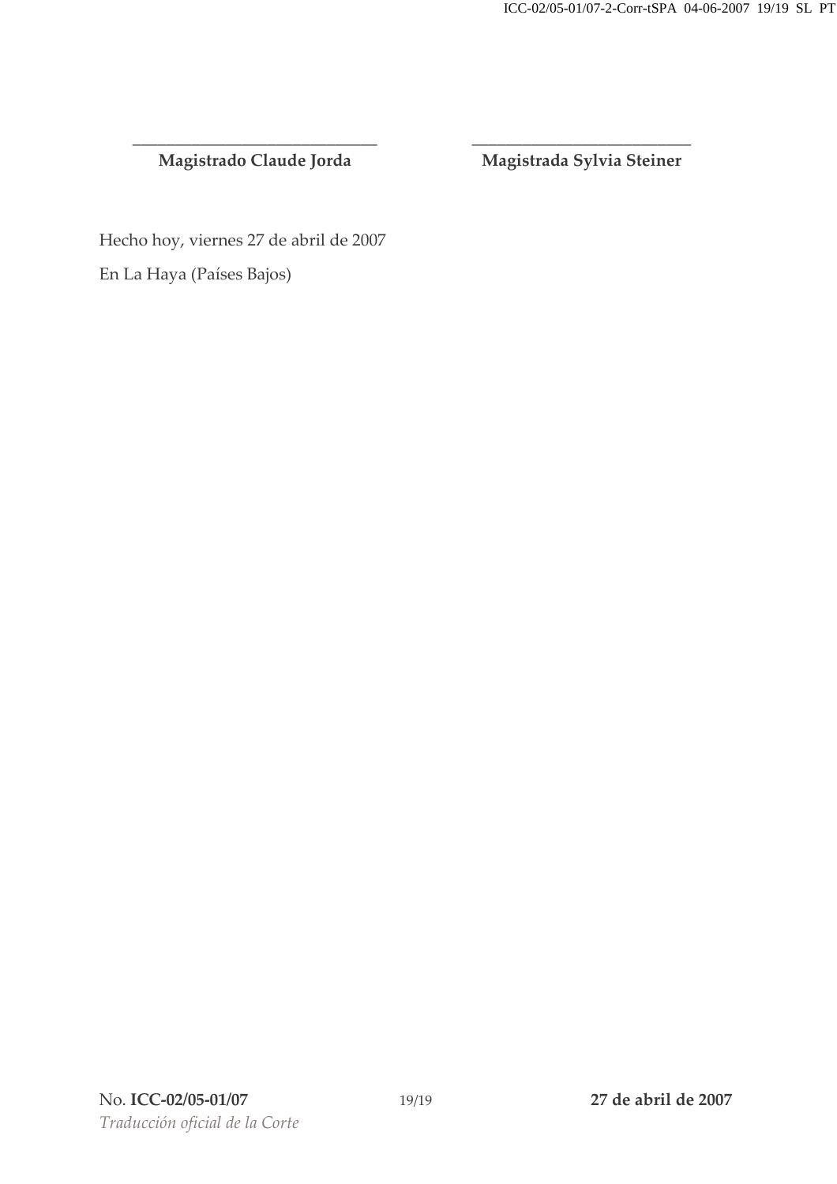\_\_\_\_\_\_\_\_\_\_\_\_\_\_\_\_\_\_\_\_\_\_\_\_\_\_\_\_ \_\_\_\_\_\_\_\_\_\_\_\_\_\_\_\_\_\_\_\_\_\_\_\_\_\_

**Magistrado Claude Jorda** **Magistrada Sylvia Steiner**

Hecho hoy, viernes 27 de abril de 2007

En La Haya (Países Bajos)

No. **ICC-02/05-01/07** **27 de abril de 2007**

*Traducción oficial de la Corte*